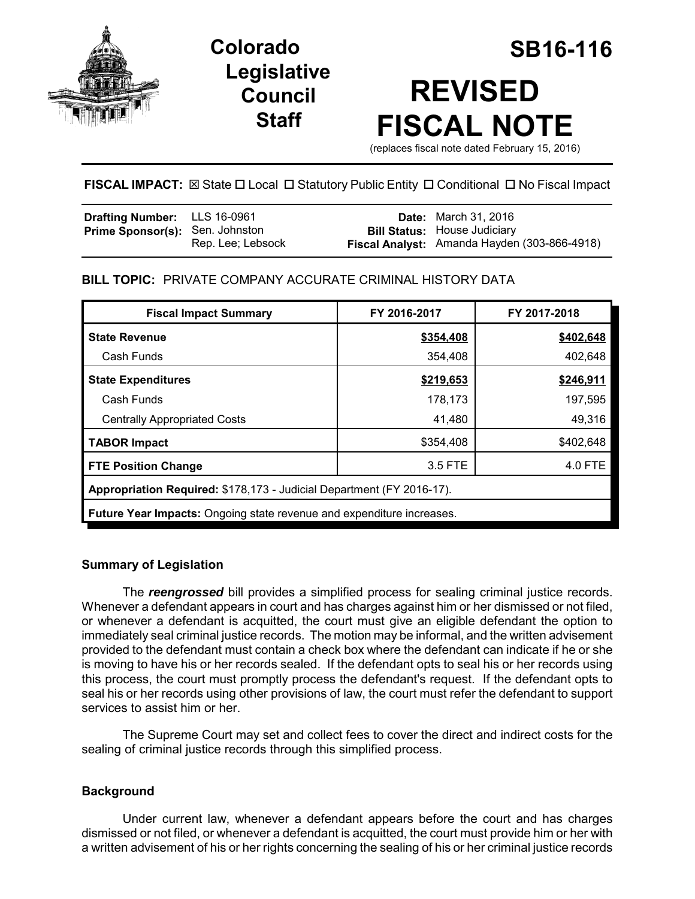# Colorado Legislative Council Staff

# SB16-116

# REVISED FISCAL NOTE

(replaces fiscal note dated February 15, 2016)

**FISCAL IMPACT:** ☒ State ☐ Local ☐ Statutory Public Entity ☐ Conditional ☐ No Fiscal Impact

| | | | |
|---|---|---|---|
| **Drafting Number:** | LLS 16-0961 | **Date:** | March 31, 2016 |
| **Prime Sponsor(s):** | Sen. Johnston<br>Rep. Lee; Lebsock | **Bill Status:** | House Judiciary |
| | | **Fiscal Analyst:** | Amanda Hayden (303-866-4918) |

**BILL TOPIC:** PRIVATE COMPANY ACCURATE CRIMINAL HISTORY DATA

| Fiscal Impact Summary | FY 2016-2017 | FY 2017-2018 |
|---|---|---|
| **State Revenue** | **$354,408** | **$402,648** |
| Cash Funds | 354,408 | 402,648 |
| **State Expenditures** | **$219,653** | **$246,911** |
| Cash Funds | 178,173 | 197,595 |
| Centrally Appropriated Costs | 41,480 | 49,316 |
| **TABOR Impact** | $354,408 | $402,648 |
| **FTE Position Change** | 3.5 FTE | 4.0 FTE |
| **Appropriation Required:** $178,173 - Judicial Department (FY 2016-17). | | |
| **Future Year Impacts:** Ongoing state revenue and expenditure increases. | | |

## Summary of Legislation

The ***reengrossed*** bill provides a simplified process for sealing criminal justice records. Whenever a defendant appears in court and has charges against him or her dismissed or not filed, or whenever a defendant is acquitted, the court must give an eligible defendant the option to immediately seal criminal justice records. The motion may be informal, and the written advisement provided to the defendant must contain a check box where the defendant can indicate if he or she is moving to have his or her records sealed. If the defendant opts to seal his or her records using this process, the court must promptly process the defendant's request. If the defendant opts to seal his or her records using other provisions of law, the court must refer the defendant to support services to assist him or her.

The Supreme Court may set and collect fees to cover the direct and indirect costs for the sealing of criminal justice records through this simplified process.

## Background

Under current law, whenever a defendant appears before the court and has charges dismissed or not filed, or whenever a defendant is acquitted, the court must provide him or her with a written advisement of his or her rights concerning the sealing of his or her criminal justice records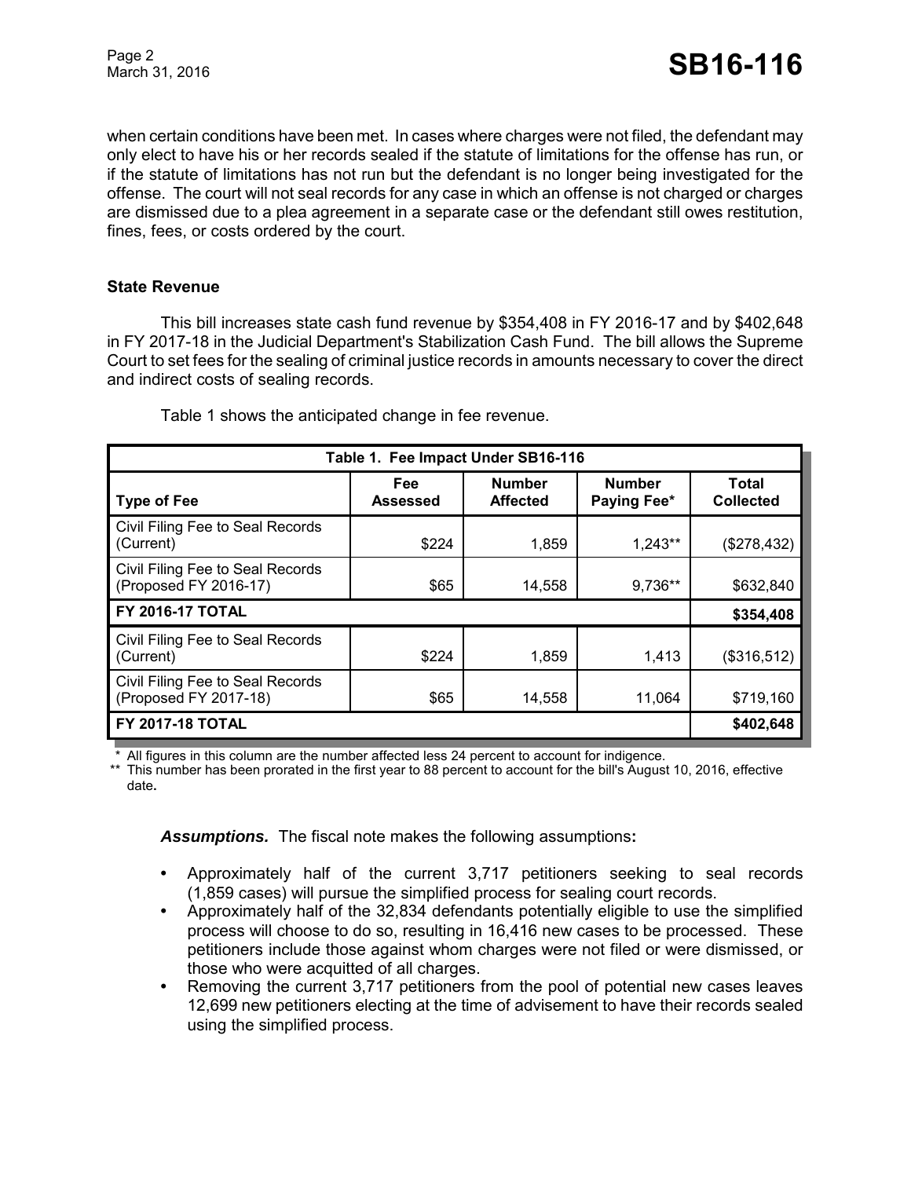when certain conditions have been met. In cases where charges were not filed, the defendant may only elect to have his or her records sealed if the statute of limitations for the offense has run, or if the statute of limitations has not run but the defendant is no longer being investigated for the offense. The court will not seal records for any case in which an offense is not charged or charges are dismissed due to a plea agreement in a separate case or the defendant still owes restitution, fines, fees, or costs ordered by the court.

### State Revenue

This bill increases state cash fund revenue by $354,408 in FY 2016-17 and by $402,648 in FY 2017-18 in the Judicial Department's Stabilization Cash Fund. The bill allows the Supreme Court to set fees for the sealing of criminal justice records in amounts necessary to cover the direct and indirect costs of sealing records.

Table 1 shows the anticipated change in fee revenue.

| Table 1. Fee Impact Under SB16-116 | | | | |
|---|---|---|---|---|
| **Type of Fee** | **Fee Assessed** | **Number Affected** | **Number Paying Fee*** | **Total Collected** |
| Civil Filing Fee to Seal Records (Current) | $224 | 1,859 | 1,243** | ($278,432) |
| Civil Filing Fee to Seal Records (Proposed FY 2016-17) | $65 | 14,558 | 9,736** | $632,840 |
| **FY 2016-17 TOTAL** | | | | **$354,408** |
| Civil Filing Fee to Seal Records (Current) | $224 | 1,859 | 1,413 | ($316,512) |
| Civil Filing Fee to Seal Records (Proposed FY 2017-18) | $65 | 14,558 | 11,064 | $719,160 |
| **FY 2017-18 TOTAL** | | | | **$402,648** |

\* All figures in this column are the number affected less 24 percent to account for indigence.
\** This number has been prorated in the first year to 88 percent to account for the bill's August 10, 2016, effective date.

***Assumptions.*** The fiscal note makes the following assumptions**:**

- Approximately half of the current 3,717 petitioners seeking to seal records (1,859 cases) will pursue the simplified process for sealing court records.
- Approximately half of the 32,834 defendants potentially eligible to use the simplified process will choose to do so, resulting in 16,416 new cases to be processed. These petitioners include those against whom charges were not filed or were dismissed, or those who were acquitted of all charges.
- Removing the current 3,717 petitioners from the pool of potential new cases leaves 12,699 new petitioners electing at the time of advisement to have their records sealed using the simplified process.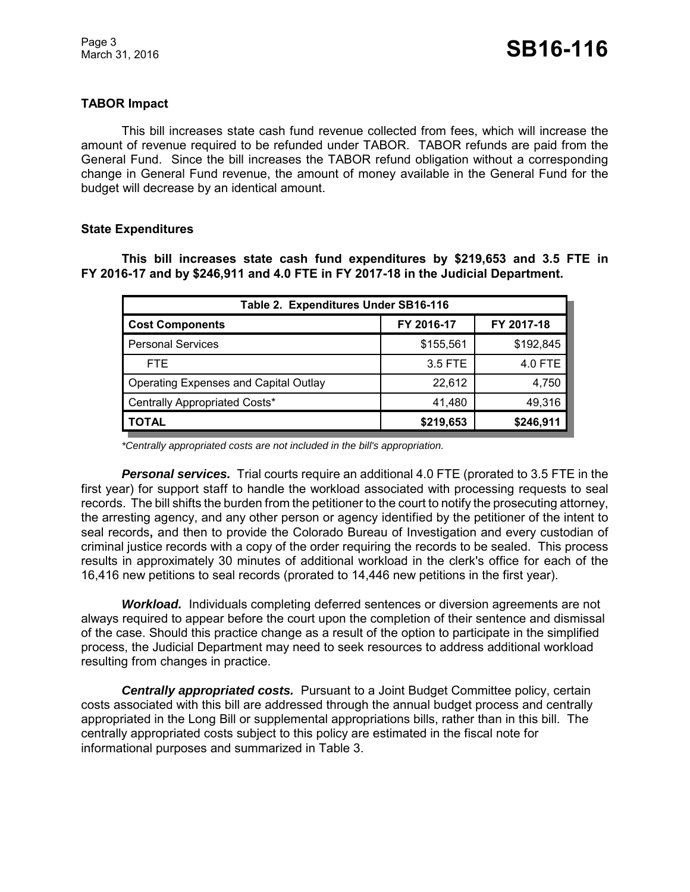### TABOR Impact

This bill increases state cash fund revenue collected from fees, which will increase the amount of revenue required to be refunded under TABOR. TABOR refunds are paid from the General Fund. Since the bill increases the TABOR refund obligation without a corresponding change in General Fund revenue, the amount of money available in the General Fund for the budget will decrease by an identical amount.

### State Expenditures

**This bill increases state cash fund expenditures by $219,653 and 3.5 FTE in FY 2016-17 and by $246,911 and 4.0 FTE in FY 2017-18 in the Judicial Department.**

| Table 2. Expenditures Under SB16-116 | | |
|---|---|---|
| **Cost Components** | **FY 2016-17** | **FY 2017-18** |
| Personal Services | $155,561 | $192,845 |
| FTE | 3.5 FTE | 4.0 FTE |
| Operating Expenses and Capital Outlay | 22,612 | 4,750 |
| Centrally Appropriated Costs* | 41,480 | 49,316 |
| **TOTAL** | **$219,653** | **$246,911** |

*\*Centrally appropriated costs are not included in the bill's appropriation.*

***Personal services.*** Trial courts require an additional 4.0 FTE (prorated to 3.5 FTE in the first year) for support staff to handle the workload associated with processing requests to seal records. The bill shifts the burden from the petitioner to the court to notify the prosecuting attorney, the arresting agency, and any other person or agency identified by the petitioner of the intent to seal records**,** and then to provide the Colorado Bureau of Investigation and every custodian of criminal justice records with a copy of the order requiring the records to be sealed. This process results in approximately 30 minutes of additional workload in the clerk's office for each of the 16,416 new petitions to seal records (prorated to 14,446 new petitions in the first year).

***Workload.*** Individuals completing deferred sentences or diversion agreements are not always required to appear before the court upon the completion of their sentence and dismissal of the case. Should this practice change as a result of the option to participate in the simplified process, the Judicial Department may need to seek resources to address additional workload resulting from changes in practice.

***Centrally appropriated costs.*** Pursuant to a Joint Budget Committee policy, certain costs associated with this bill are addressed through the annual budget process and centrally appropriated in the Long Bill or supplemental appropriations bills, rather than in this bill. The centrally appropriated costs subject to this policy are estimated in the fiscal note for informational purposes and summarized in Table 3.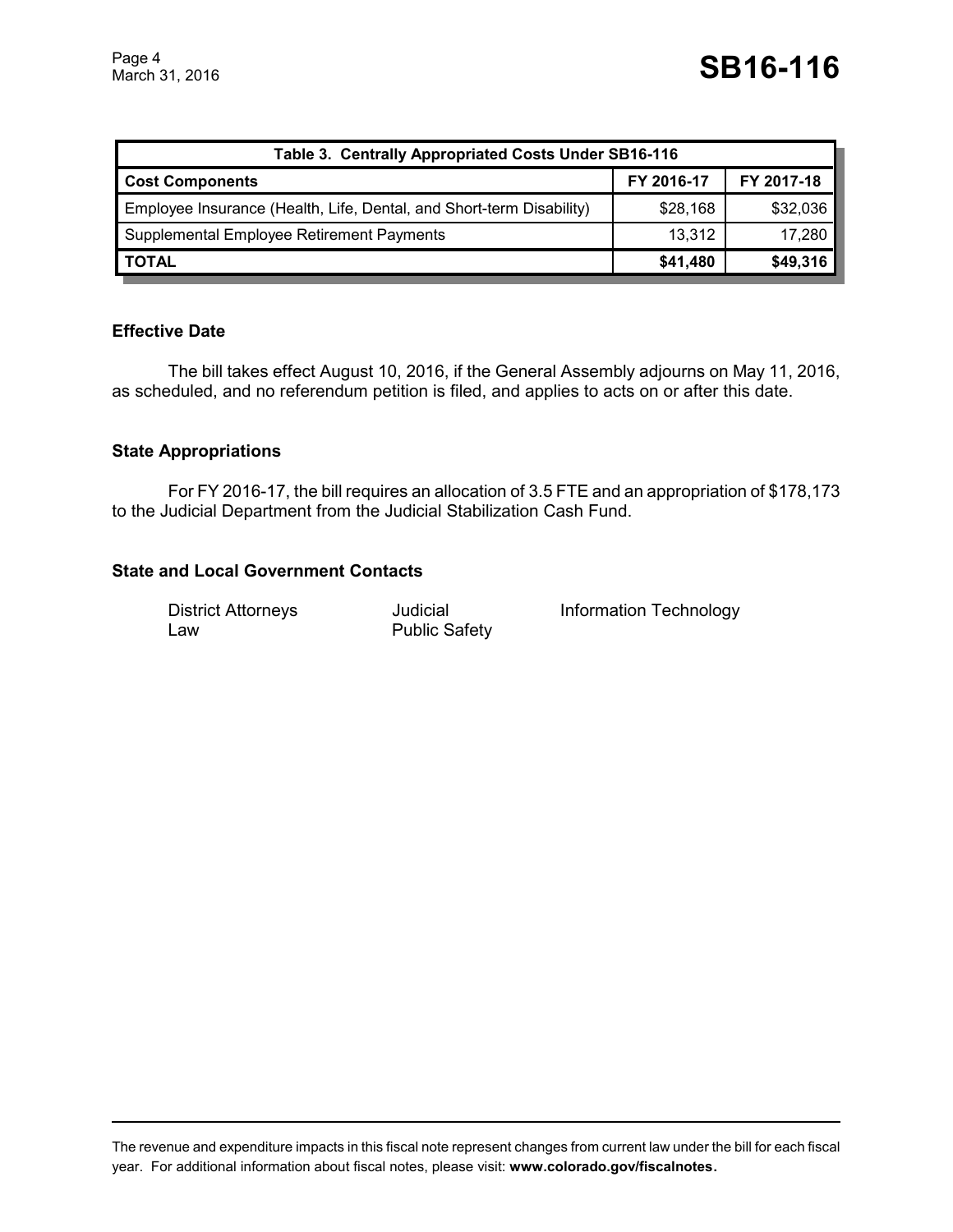| Table 3. Centrally Appropriated Costs Under SB16-116 | | |
|---|---|---|
| **Cost Components** | **FY 2016-17** | **FY 2017-18** |
| Employee Insurance (Health, Life, Dental, and Short-term Disability) | $28,168 | $32,036 |
| Supplemental Employee Retirement Payments | 13,312 | 17,280 |
| **TOTAL** | **$41,480** | **$49,316** |

### Effective Date

The bill takes effect August 10, 2016, if the General Assembly adjourns on May 11, 2016, as scheduled, and no referendum petition is filed, and applies to acts on or after this date.

### State Appropriations

For FY 2016-17, the bill requires an allocation of 3.5 FTE and an appropriation of $178,173 to the Judicial Department from the Judicial Stabilization Cash Fund.

### State and Local Government Contacts

District Attorneys
Judicial
Information Technology
Law
Public Safety

The revenue and expenditure impacts in this fiscal note represent changes from current law under the bill for each fiscal year. For additional information about fiscal notes, please visit: **www.colorado.gov/fiscalnotes.**